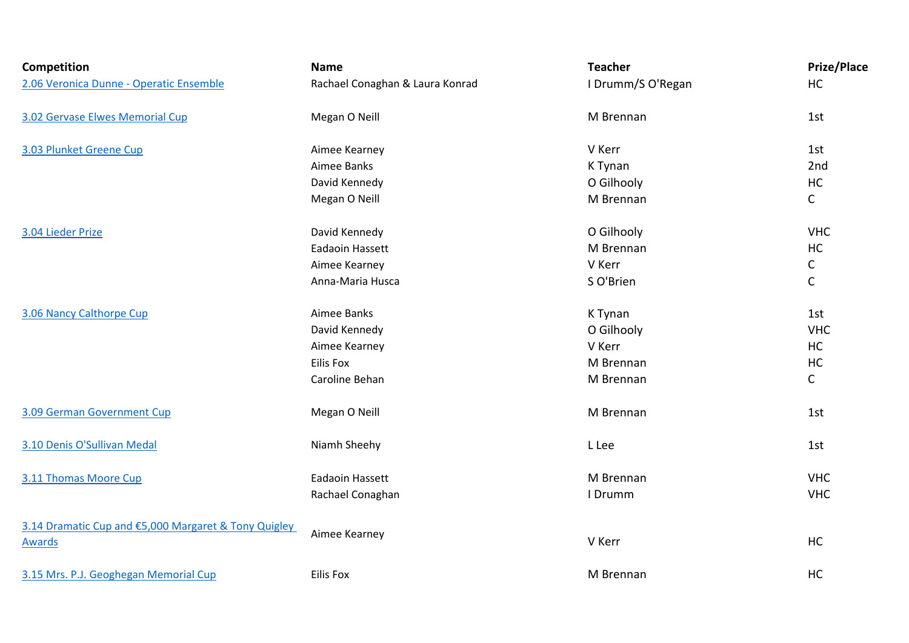| Competition | Name | Teacher | Prize/Place |
|---|---|---|---|
| 2.06 Veronica Dunne - Operatic Ensemble | Rachael Conaghan & Laura Konrad | I Drumm/S O'Regan | HC |
| 3.02 Gervase Elwes Memorial Cup | Megan O Neill | M Brennan | 1st |
| 3.03 Plunket Greene Cup | Aimee Kearney | V Kerr | 1st |
| | Aimee Banks | K Tynan | 2nd |
| | David Kennedy | O Gilhooly | HC |
| | Megan O Neill | M Brennan | C |
| 3.04 Lieder Prize | David Kennedy | O Gilhooly | VHC |
| | Eadaoin Hassett | M Brennan | HC |
| | Aimee Kearney | V Kerr | C |
| | Anna-Maria Husca | S O'Brien | C |
| 3.06 Nancy Calthorpe Cup | Aimee Banks | K Tynan | 1st |
| | David Kennedy | O Gilhooly | VHC |
| | Aimee Kearney | V Kerr | HC |
| | Eilis Fox | M Brennan | HC |
| | Caroline Behan | M Brennan | C |
| 3.09 German Government Cup | Megan O Neill | M Brennan | 1st |
| 3.10 Denis O'Sullivan Medal | Niamh Sheehy | L Lee | 1st |
| 3.11 Thomas Moore Cup | Eadaoin Hassett | M Brennan | VHC |
| | Rachael Conaghan | I Drumm | VHC |
| 3.14 Dramatic Cup and €5,000 Margaret & Tony Quigley Awards | Aimee Kearney | V Kerr | HC |
| 3.15 Mrs. P.J. Geoghegan Memorial Cup | Eilis Fox | M Brennan | HC |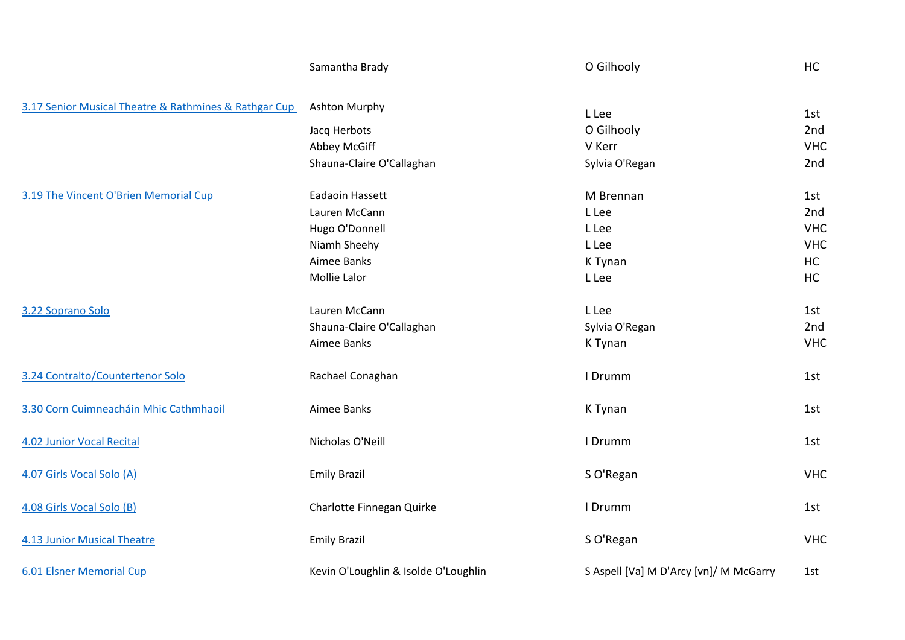| | | | |
|---|---|---|---|
| | Samantha Brady | O Gilhooly | HC |
| 3.17 Senior Musical Theatre & Rathmines & Rathgar Cup | Ashton Murphy | L Lee | 1st |
| | Jacq Herbots | O Gilhooly | 2nd |
| | Abbey McGiff | V Kerr | VHC |
| | Shauna-Claire O'Callaghan | Sylvia O'Regan | 2nd |
| 3.19 The Vincent O'Brien Memorial Cup | Eadaoin Hassett | M Brennan | 1st |
| | Lauren McCann | L Lee | 2nd |
| | Hugo O'Donnell | L Lee | VHC |
| | Niamh Sheehy | L Lee | VHC |
| | Aimee Banks | K Tynan | HC |
| | Mollie Lalor | L Lee | HC |
| 3.22 Soprano Solo | Lauren McCann | L Lee | 1st |
| | Shauna-Claire O'Callaghan | Sylvia O'Regan | 2nd |
| | Aimee Banks | K Tynan | VHC |
| 3.24 Contralto/Countertenor Solo | Rachael Conaghan | I Drumm | 1st |
| 3.30 Corn Cuimneacháin Mhic Cathmhaoil | Aimee Banks | K Tynan | 1st |
| 4.02 Junior Vocal Recital | Nicholas O'Neill | I Drumm | 1st |
| 4.07 Girls Vocal Solo (A) | Emily Brazil | S O'Regan | VHC |
| 4.08 Girls Vocal Solo (B) | Charlotte Finnegan Quirke | I Drumm | 1st |
| 4.13 Junior Musical Theatre | Emily Brazil | S O'Regan | VHC |
| 6.01 Elsner Memorial Cup | Kevin O'Loughlin & Isolde O'Loughlin | S Aspell [Va] M D'Arcy [vn]/ M McGarry | 1st |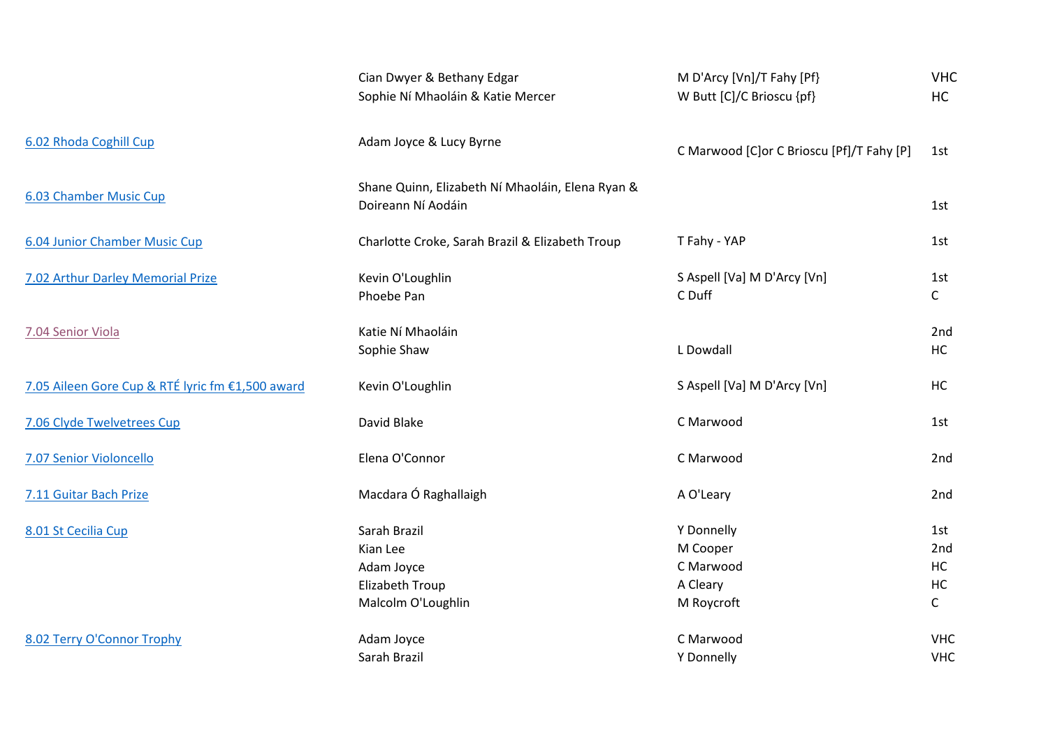| | | | |
|---|---|---|---|
| | Cian Dwyer & Bethany Edgar | M D'Arcy [Vn]/T Fahy [Pf} | VHC |
| | Sophie Ní Mhaoláin & Katie Mercer | W Butt [C]/C Brioscu {pf} | HC |
| 6.02 Rhoda Coghill Cup | Adam Joyce & Lucy Byrne | C Marwood [C]or C Brioscu [Pf]/T Fahy [P] | 1st |
| 6.03 Chamber Music Cup | Shane Quinn, Elizabeth Ní Mhaoláin, Elena Ryan & Doireann Ní Aodáin | | 1st |
| 6.04 Junior Chamber Music Cup | Charlotte Croke, Sarah Brazil & Elizabeth Troup | T Fahy - YAP | 1st |
| 7.02 Arthur Darley Memorial Prize | Kevin O'Loughlin | S Aspell [Va] M D'Arcy [Vn] | 1st |
| | Phoebe Pan | C Duff | C |
| 7.04 Senior Viola | Katie Ní Mhaoláin | | 2nd |
| | Sophie Shaw | L Dowdall | HC |
| 7.05 Aileen Gore Cup & RTÉ lyric fm €1,500 award | Kevin O'Loughlin | S Aspell [Va] M D'Arcy [Vn] | HC |
| 7.06 Clyde Twelvetrees Cup | David Blake | C Marwood | 1st |
| 7.07 Senior Violoncello | Elena O'Connor | C Marwood | 2nd |
| 7.11 Guitar Bach Prize | Macdara Ó Raghallaigh | A O'Leary | 2nd |
| 8.01 St Cecilia Cup | Sarah Brazil | Y Donnelly | 1st |
| | Kian Lee | M Cooper | 2nd |
| | Adam Joyce | C Marwood | HC |
| | Elizabeth Troup | A Cleary | HC |
| | Malcolm O'Loughlin | M Roycroft | C |
| 8.02 Terry O'Connor Trophy | Adam Joyce | C Marwood | VHC |
| | Sarah Brazil | Y Donnelly | VHC |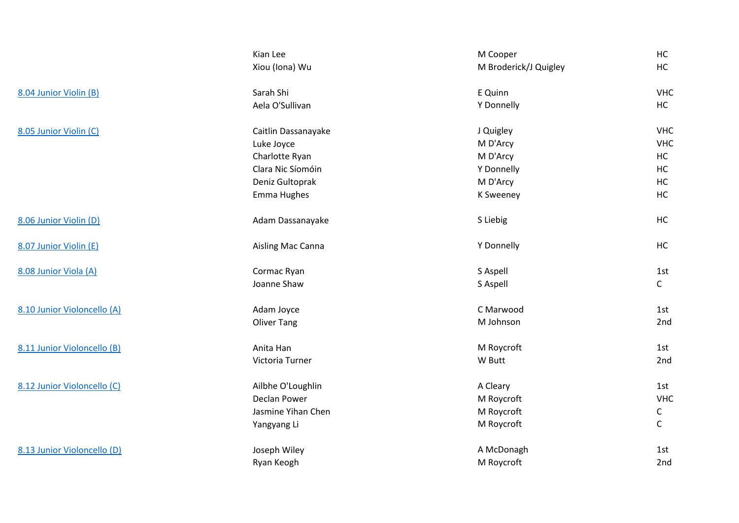| | | | |
|---|---|---|---|
| | Kian Lee | M Cooper | HC |
| | Xiou (Iona) Wu | M Broderick/J Quigley | HC |
| 8.04 Junior Violin (B) | Sarah Shi | E Quinn | VHC |
| | Aela O'Sullivan | Y Donnelly | HC |
| 8.05 Junior Violin (C) | Caitlin Dassanayake | J Quigley | VHC |
| | Luke Joyce | M D'Arcy | VHC |
| | Charlotte Ryan | M D'Arcy | HC |
| | Clara Nic Síomóin | Y Donnelly | HC |
| | Deniz Gultoprak | M D'Arcy | HC |
| | Emma Hughes | K Sweeney | HC |
| 8.06 Junior Violin (D) | Adam Dassanayake | S Liebig | HC |
| 8.07 Junior Violin (E) | Aisling Mac Canna | Y Donnelly | HC |
| 8.08 Junior Viola (A) | Cormac Ryan | S Aspell | 1st |
| | Joanne Shaw | S Aspell | C |
| 8.10 Junior Violoncello (A) | Adam Joyce | C Marwood | 1st |
| | Oliver Tang | M Johnson | 2nd |
| 8.11 Junior Violoncello (B) | Anita Han | M Roycroft | 1st |
| | Victoria Turner | W Butt | 2nd |
| 8.12 Junior Violoncello (C) | Ailbhe O'Loughlin | A Cleary | 1st |
| | Declan Power | M Roycroft | VHC |
| | Jasmine Yihan Chen | M Roycroft | C |
| | Yangyang Li | M Roycroft | C |
| 8.13 Junior Violoncello (D) | Joseph Wiley | A McDonagh | 1st |
| | Ryan Keogh | M Roycroft | 2nd |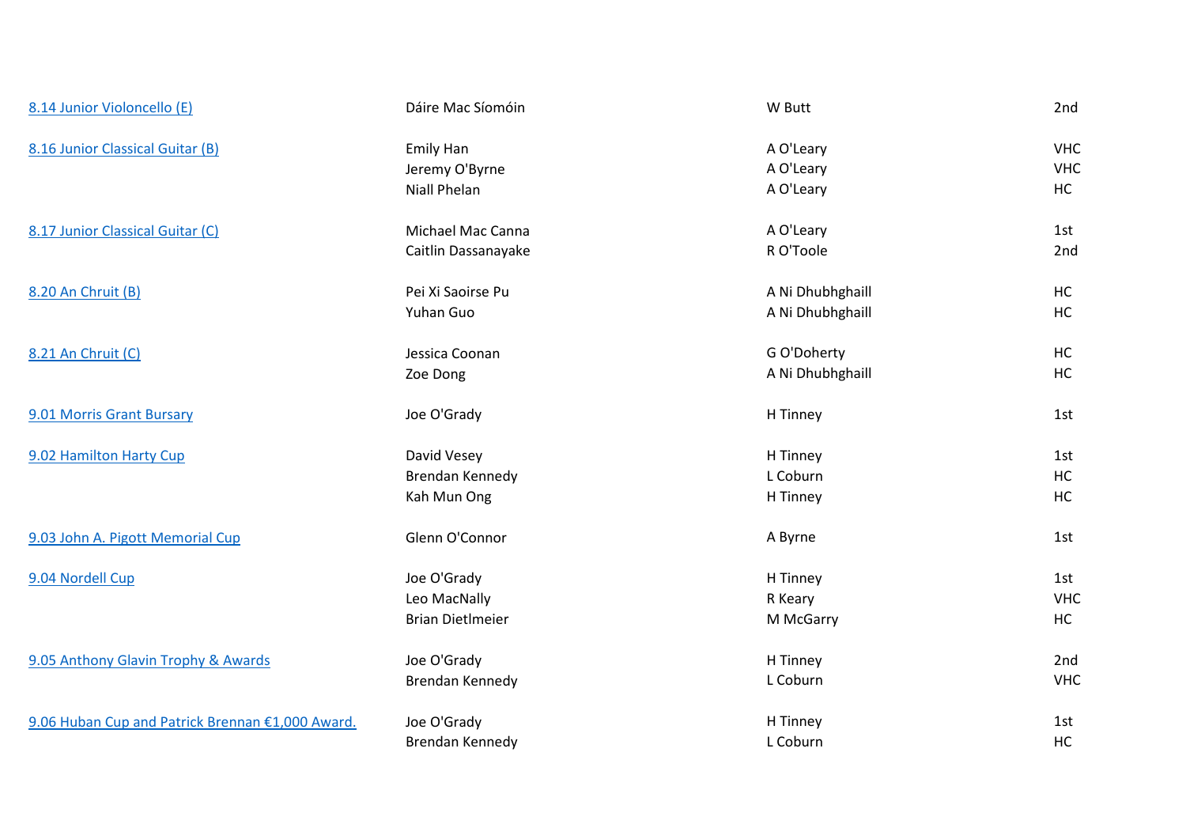| | | | |
|---|---|---|---|
| 8.14 Junior Violoncello (E) | Dáire Mac Síomóin | W Butt | 2nd |
| 8.16 Junior Classical Guitar (B) | Emily Han | A O'Leary | VHC |
| | Jeremy O'Byrne | A O'Leary | VHC |
| | Niall Phelan | A O'Leary | HC |
| 8.17 Junior Classical Guitar (C) | Michael Mac Canna | A O'Leary | 1st |
| | Caitlin Dassanayake | R O'Toole | 2nd |
| 8.20 An Chruit (B) | Pei Xi Saoirse Pu | A Ni Dhubhghaill | HC |
| | Yuhan Guo | A Ni Dhubhghaill | HC |
| 8.21 An Chruit (C) | Jessica Coonan | G O'Doherty | HC |
| | Zoe Dong | A Ni Dhubhghaill | HC |
| 9.01 Morris Grant Bursary | Joe O'Grady | H Tinney | 1st |
| 9.02 Hamilton Harty Cup | David Vesey | H Tinney | 1st |
| | Brendan Kennedy | L Coburn | HC |
| | Kah Mun Ong | H Tinney | HC |
| 9.03 John A. Pigott Memorial Cup | Glenn O'Connor | A Byrne | 1st |
| 9.04 Nordell Cup | Joe O'Grady | H Tinney | 1st |
| | Leo MacNally | R Keary | VHC |
| | Brian Dietlmeier | M McGarry | HC |
| 9.05 Anthony Glavin Trophy & Awards | Joe O'Grady | H Tinney | 2nd |
| | Brendan Kennedy | L Coburn | VHC |
| 9.06 Huban Cup and Patrick Brennan €1,000 Award. | Joe O'Grady | H Tinney | 1st |
| | Brendan Kennedy | L Coburn | HC |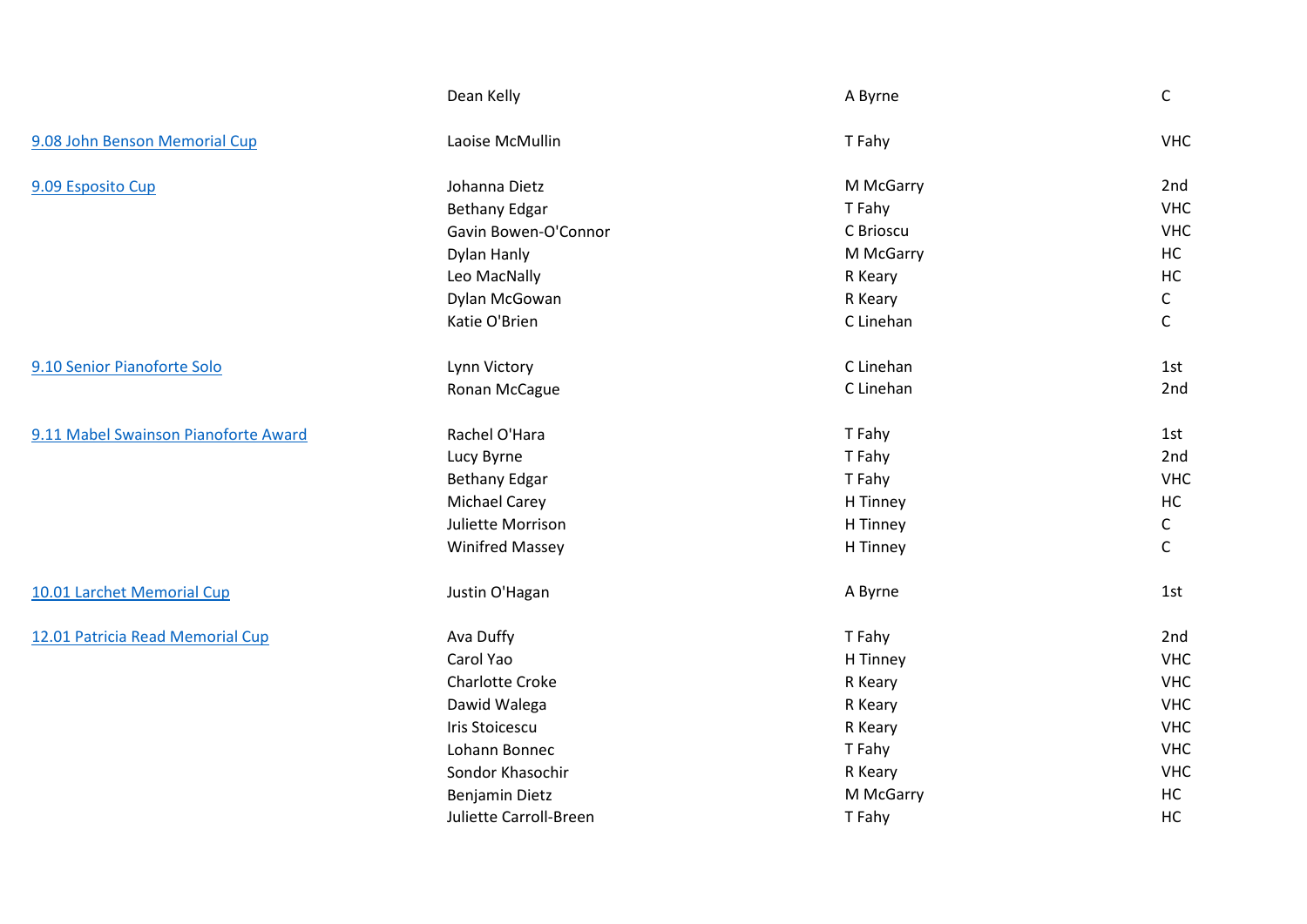| | | | |
|---|---|---|---|
| | Dean Kelly | A Byrne | C |
| 9.08 John Benson Memorial Cup | Laoise McMullin | T Fahy | VHC |
| 9.09 Esposito Cup | Johanna Dietz | M McGarry | 2nd |
| | Bethany Edgar | T Fahy | VHC |
| | Gavin Bowen-O'Connor | C Brioscu | VHC |
| | Dylan Hanly | M McGarry | HC |
| | Leo MacNally | R Keary | HC |
| | Dylan McGowan | R Keary | C |
| | Katie O'Brien | C Linehan | C |
| 9.10 Senior Pianoforte Solo | Lynn Victory | C Linehan | 1st |
| | Ronan McCague | C Linehan | 2nd |
| 9.11 Mabel Swainson Pianoforte Award | Rachel O'Hara | T Fahy | 1st |
| | Lucy Byrne | T Fahy | 2nd |
| | Bethany Edgar | T Fahy | VHC |
| | Michael Carey | H Tinney | HC |
| | Juliette Morrison | H Tinney | C |
| | Winifred Massey | H Tinney | C |
| 10.01 Larchet Memorial Cup | Justin O'Hagan | A Byrne | 1st |
| 12.01 Patricia Read Memorial Cup | Ava Duffy | T Fahy | 2nd |
| | Carol Yao | H Tinney | VHC |
| | Charlotte Croke | R Keary | VHC |
| | Dawid Walega | R Keary | VHC |
| | Iris Stoicescu | R Keary | VHC |
| | Lohann Bonnec | T Fahy | VHC |
| | Sondor Khasochir | R Keary | VHC |
| | Benjamin Dietz | M McGarry | HC |
| | Juliette Carroll-Breen | T Fahy | HC |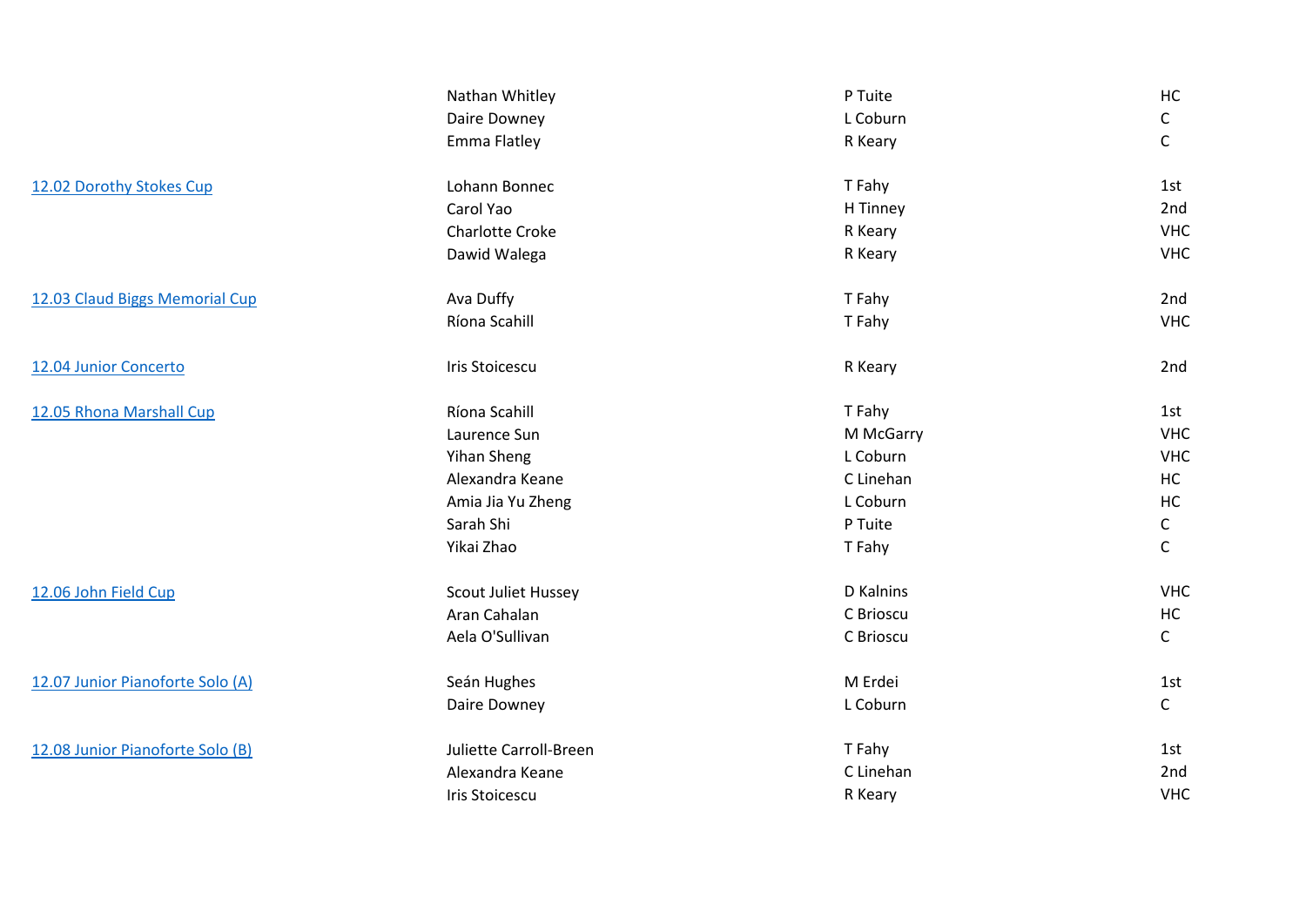| | | | |
|---|---|---|---|
| | Nathan Whitley | P Tuite | HC |
| | Daire Downey | L Coburn | C |
| | Emma Flatley | R Keary | C |
| 12.02 Dorothy Stokes Cup | Lohann Bonnec | T Fahy | 1st |
| | Carol Yao | H Tinney | 2nd |
| | Charlotte Croke | R Keary | VHC |
| | Dawid Walega | R Keary | VHC |
| 12.03 Claud Biggs Memorial Cup | Ava Duffy | T Fahy | 2nd |
| | Ríona Scahill | T Fahy | VHC |
| 12.04 Junior Concerto | Iris Stoicescu | R Keary | 2nd |
| 12.05 Rhona Marshall Cup | Ríona Scahill | T Fahy | 1st |
| | Laurence Sun | M McGarry | VHC |
| | Yihan Sheng | L Coburn | VHC |
| | Alexandra Keane | C Linehan | HC |
| | Amia Jia Yu Zheng | L Coburn | HC |
| | Sarah Shi | P Tuite | C |
| | Yikai Zhao | T Fahy | C |
| 12.06 John Field Cup | Scout Juliet Hussey | D Kalnins | VHC |
| | Aran Cahalan | C Brioscu | HC |
| | Aela O'Sullivan | C Brioscu | C |
| 12.07 Junior Pianoforte Solo (A) | Seán Hughes | M Erdei | 1st |
| | Daire Downey | L Coburn | C |
| 12.08 Junior Pianoforte Solo (B) | Juliette Carroll-Breen | T Fahy | 1st |
| | Alexandra Keane | C Linehan | 2nd |
| | Iris Stoicescu | R Keary | VHC |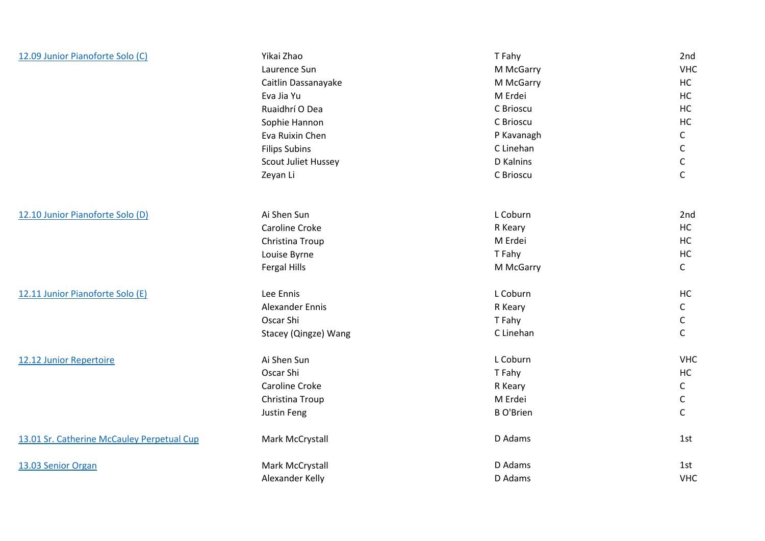| | | | |
|---|---|---|---|
| 12.09 Junior Pianoforte Solo (C) | Yikai Zhao | T Fahy | 2nd |
| | Laurence Sun | M McGarry | VHC |
| | Caitlin Dassanayake | M McGarry | HC |
| | Eva Jia Yu | M Erdei | HC |
| | Ruaidhrí O Dea | C Brioscu | HC |
| | Sophie Hannon | C Brioscu | HC |
| | Eva Ruixin Chen | P Kavanagh | C |
| | Filips Subins | C Linehan | C |
| | Scout Juliet Hussey | D Kalnins | C |
| | Zeyan Li | C Brioscu | C |
| 12.10 Junior Pianoforte Solo (D) | Ai Shen Sun | L Coburn | 2nd |
| | Caroline Croke | R Keary | HC |
| | Christina Troup | M Erdei | HC |
| | Louise Byrne | T Fahy | HC |
| | Fergal Hills | M McGarry | C |
| 12.11 Junior Pianoforte Solo (E) | Lee Ennis | L Coburn | HC |
| | Alexander Ennis | R Keary | C |
| | Oscar Shi | T Fahy | C |
| | Stacey (Qingze) Wang | C Linehan | C |
| 12.12 Junior Repertoire | Ai Shen Sun | L Coburn | VHC |
| | Oscar Shi | T Fahy | HC |
| | Caroline Croke | R Keary | C |
| | Christina Troup | M Erdei | C |
| | Justin Feng | B O'Brien | C |
| 13.01 Sr. Catherine McCauley Perpetual Cup | Mark McCrystall | D Adams | 1st |
| 13.03 Senior Organ | Mark McCrystall | D Adams | 1st |
| | Alexander Kelly | D Adams | VHC |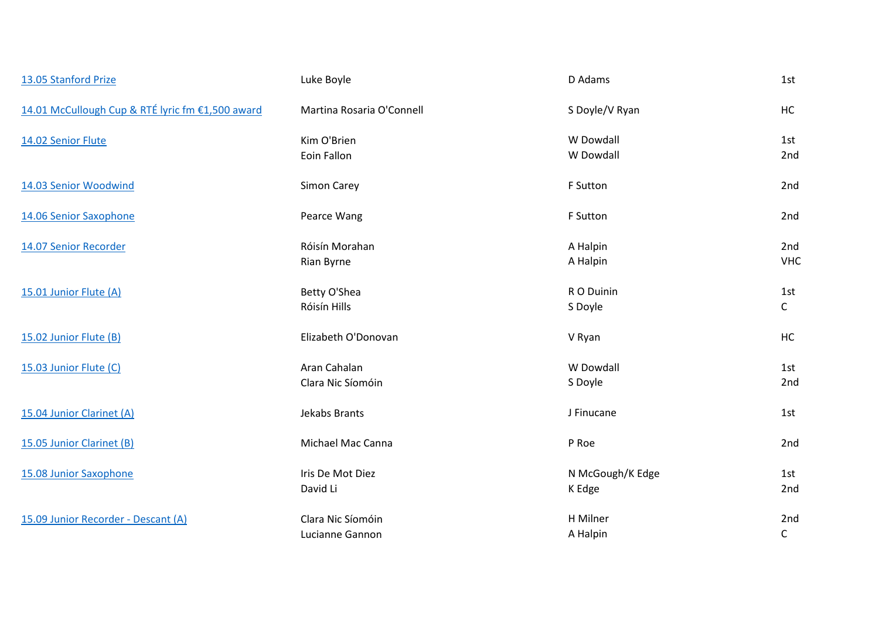| | | | |
|---|---|---|---|
| 13.05 Stanford Prize | Luke Boyle | D Adams | 1st |
| 14.01 McCullough Cup & RTÉ lyric fm €1,500 award | Martina Rosaria O'Connell | S Doyle/V Ryan | HC |
| 14.02 Senior Flute | Kim O'Brien | W Dowdall | 1st |
| | Eoin Fallon | W Dowdall | 2nd |
| 14.03 Senior Woodwind | Simon Carey | F Sutton | 2nd |
| 14.06 Senior Saxophone | Pearce Wang | F Sutton | 2nd |
| 14.07 Senior Recorder | Róisín Morahan | A Halpin | 2nd |
| | Rian Byrne | A Halpin | VHC |
| 15.01 Junior Flute (A) | Betty O'Shea | R O Duinin | 1st |
| | Róisín Hills | S Doyle | C |
| 15.02 Junior Flute (B) | Elizabeth O'Donovan | V Ryan | HC |
| 15.03 Junior Flute (C) | Aran Cahalan | W Dowdall | 1st |
| | Clara Nic Síomóin | S Doyle | 2nd |
| 15.04 Junior Clarinet (A) | Jekabs Brants | J Finucane | 1st |
| 15.05 Junior Clarinet (B) | Michael Mac Canna | P Roe | 2nd |
| 15.08 Junior Saxophone | Iris De Mot Diez | N McGough/K Edge | 1st |
| | David Li | K Edge | 2nd |
| 15.09 Junior Recorder - Descant (A) | Clara Nic Síomóin | H Milner | 2nd |
| | Lucianne Gannon | A Halpin | C |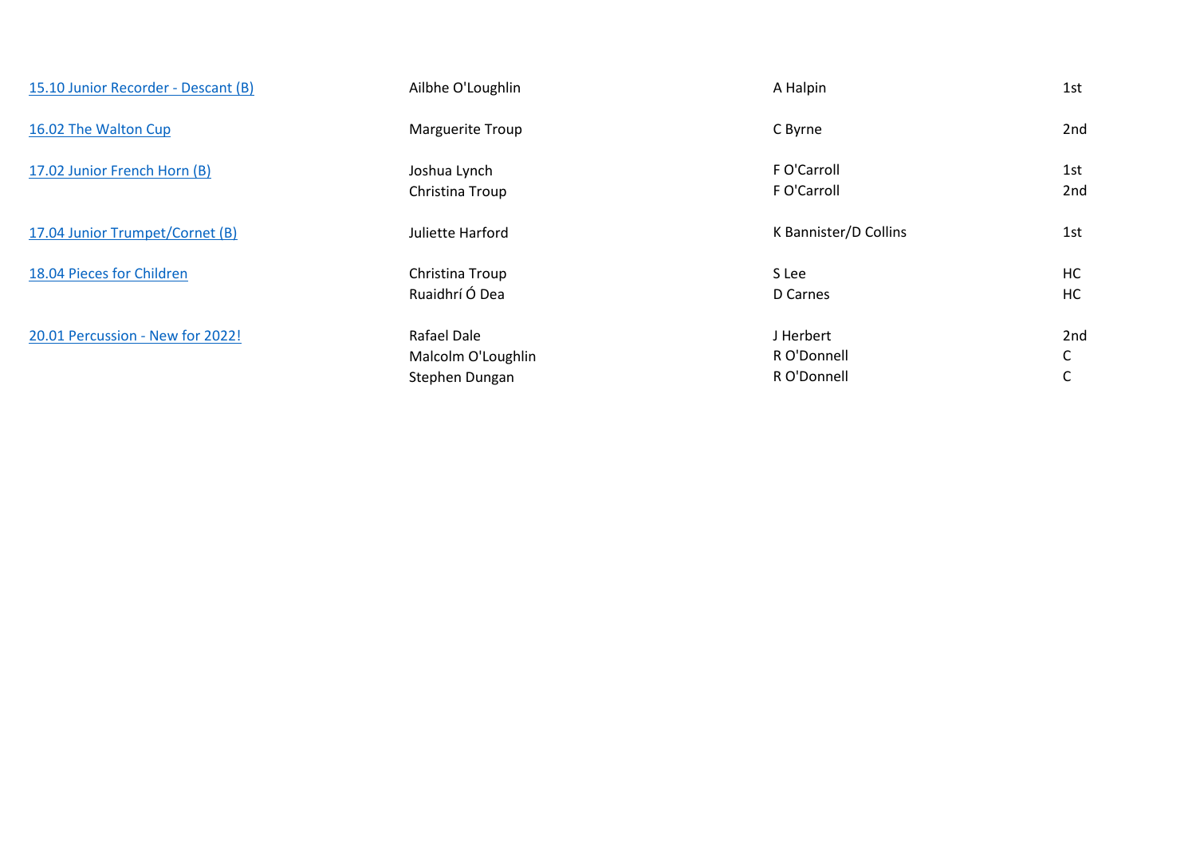| | | | |
|---|---|---|---|
| 15.10 Junior Recorder - Descant (B) | Ailbhe O'Loughlin | A Halpin | 1st |
| 16.02 The Walton Cup | Marguerite Troup | C Byrne | 2nd |
| 17.02 Junior French Horn (B) | Joshua Lynch | F O'Carroll | 1st |
| | Christina Troup | F O'Carroll | 2nd |
| 17.04 Junior Trumpet/Cornet (B) | Juliette Harford | K Bannister/D Collins | 1st |
| 18.04 Pieces for Children | Christina Troup | S Lee | HC |
| | Ruaidhrí Ó Dea | D Carnes | HC |
| 20.01 Percussion - New for 2022! | Rafael Dale | J Herbert | 2nd |
| | Malcolm O'Loughlin | R O'Donnell | C |
| | Stephen Dungan | R O'Donnell | C |